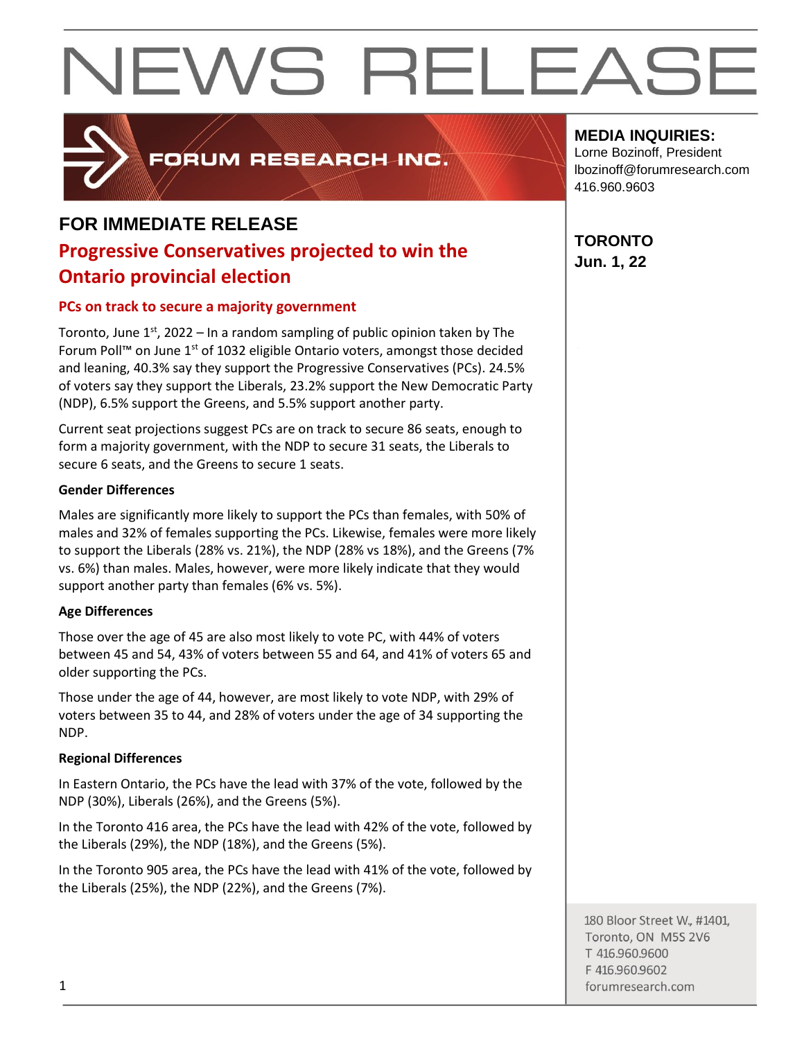# NEWS RELEASE

FORUM RESEARCH INC.

**MEDIA INQUIRIES:**
Lorne Bozinoff, President
lbozinoff@forumresearch.com
416.960.9603

**TORONTO**
**Jun. 1, 22**

## FOR IMMEDIATE RELEASE

## Progressive Conservatives projected to win the Ontario provincial election

### PCs on track to secure a majority government

Toronto, June 1st, 2022 – In a random sampling of public opinion taken by The Forum Poll™ on June 1st of 1032 eligible Ontario voters, amongst those decided and leaning, 40.3% say they support the Progressive Conservatives (PCs). 24.5% of voters say they support the Liberals, 23.2% support the New Democratic Party (NDP), 6.5% support the Greens, and 5.5% support another party.

Current seat projections suggest PCs are on track to secure 86 seats, enough to form a majority government, with the NDP to secure 31 seats, the Liberals to secure 6 seats, and the Greens to secure 1 seats.

**Gender Differences**

Males are significantly more likely to support the PCs than females, with 50% of males and 32% of females supporting the PCs. Likewise, females were more likely to support the Liberals (28% vs. 21%), the NDP (28% vs 18%), and the Greens (7% vs. 6%) than males. Males, however, were more likely indicate that they would support another party than females (6% vs. 5%).

**Age Differences**

Those over the age of 45 are also most likely to vote PC, with 44% of voters between 45 and 54, 43% of voters between 55 and 64, and 41% of voters 65 and older supporting the PCs.

Those under the age of 44, however, are most likely to vote NDP, with 29% of voters between 35 to 44, and 28% of voters under the age of 34 supporting the NDP.

**Regional Differences**

In Eastern Ontario, the PCs have the lead with 37% of the vote, followed by the NDP (30%), Liberals (26%), and the Greens (5%).

In the Toronto 416 area, the PCs have the lead with 42% of the vote, followed by the Liberals (29%), the NDP (18%), and the Greens (5%).

In the Toronto 905 area, the PCs have the lead with 41% of the vote, followed by the Liberals (25%), the NDP (22%), and the Greens (7%).

180 Bloor Street W., #1401,
Toronto, ON M5S 2V6
T 416.960.9600
F 416.960.9602
forumresearch.com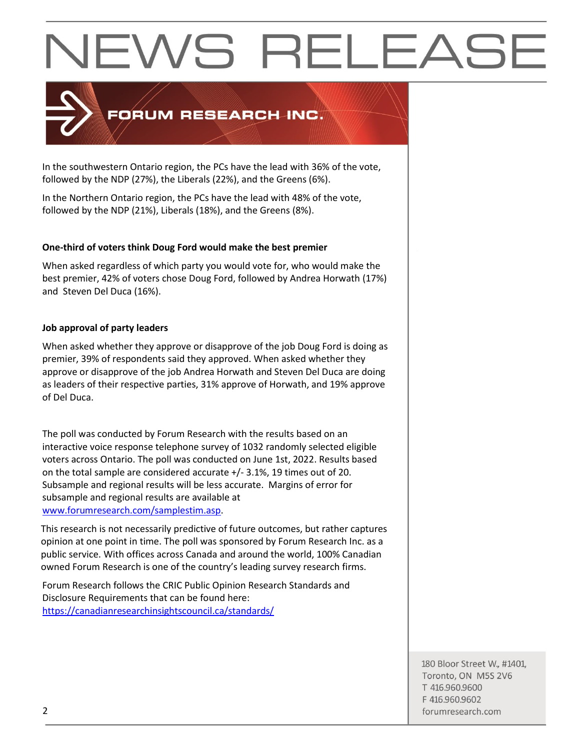In the southwestern Ontario region, the PCs have the lead with 36% of the vote, followed by the NDP (27%), the Liberals (22%), and the Greens (6%).

In the Northern Ontario region, the PCs have the lead with 48% of the vote, followed by the NDP (21%), Liberals (18%), and the Greens (8%).

**One-third of voters think Doug Ford would make the best premier**

When asked regardless of which party you would vote for, who would make the best premier, 42% of voters chose Doug Ford, followed by Andrea Horwath (17%) and Steven Del Duca (16%).

**Job approval of party leaders**

When asked whether they approve or disapprove of the job Doug Ford is doing as premier, 39% of respondents said they approved. When asked whether they approve or disapprove of the job Andrea Horwath and Steven Del Duca are doing as leaders of their respective parties, 31% approve of Horwath, and 19% approve of Del Duca.

The poll was conducted by Forum Research with the results based on an interactive voice response telephone survey of 1032 randomly selected eligible voters across Ontario. The poll was conducted on June 1st, 2022. Results based on the total sample are considered accurate +/- 3.1%, 19 times out of 20. Subsample and regional results will be less accurate. Margins of error for subsample and regional results are available at [www.forumresearch.com/samplestim.asp](www.forumresearch.com/samplestim.asp).

This research is not necessarily predictive of future outcomes, but rather captures opinion at one point in time. The poll was sponsored by Forum Research Inc. as a public service. With offices across Canada and around the world, 100% Canadian owned Forum Research is one of the country's leading survey research firms.

Forum Research follows the CRIC Public Opinion Research Standards and Disclosure Requirements that can be found here: [https://canadianresearchinsightscouncil.ca/standards/](https://canadianresearchinsightscouncil.ca/standards/)

180 Bloor Street W., #1401,
Toronto, ON M5S 2V6
T 416.960.9600
F 416.960.9602
forumresearch.com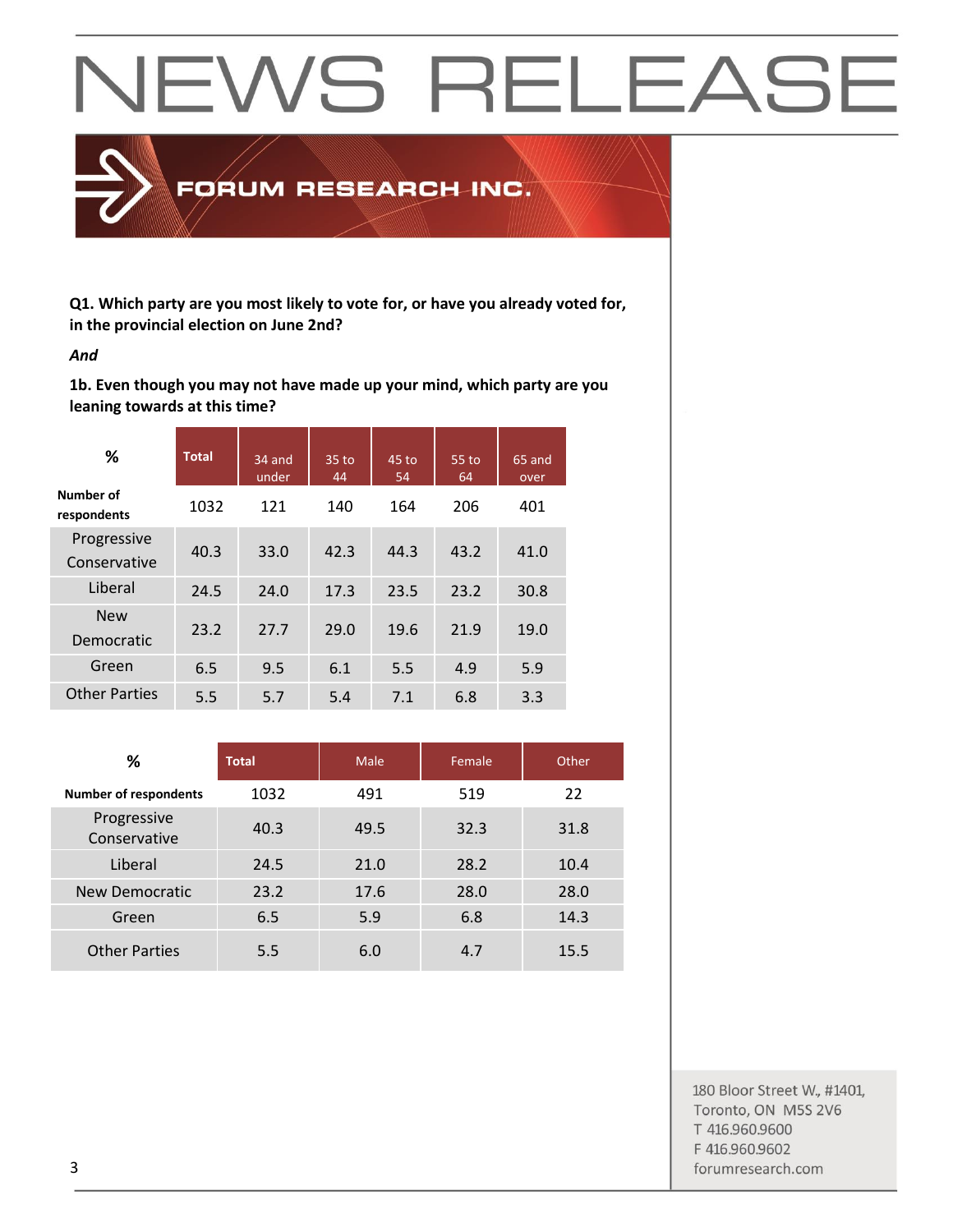**Q1. Which party are you most likely to vote for, or have you already voted for, in the provincial election on June 2nd?**

***And***

**1b. Even though you may not have made up your mind, which party are you leaning towards at this time?**

| % | Total | 34 and under | 35 to 44 | 45 to 54 | 55 to 64 | 65 and over |
|---|---|---|---|---|---|---|
| **Number of respondents** | 1032 | 121 | 140 | 164 | 206 | 401 |
| Progressive Conservative | 40.3 | 33.0 | 42.3 | 44.3 | 43.2 | 41.0 |
| Liberal | 24.5 | 24.0 | 17.3 | 23.5 | 23.2 | 30.8 |
| New Democratic | 23.2 | 27.7 | 29.0 | 19.6 | 21.9 | 19.0 |
| Green | 6.5 | 9.5 | 6.1 | 5.5 | 4.9 | 5.9 |
| Other Parties | 5.5 | 5.7 | 5.4 | 7.1 | 6.8 | 3.3 |

| % | Total | Male | Female | Other |
|---|---|---|---|---|
| **Number of respondents** | 1032 | 491 | 519 | 22 |
| Progressive Conservative | 40.3 | 49.5 | 32.3 | 31.8 |
| Liberal | 24.5 | 21.0 | 28.2 | 10.4 |
| New Democratic | 23.2 | 17.6 | 28.0 | 28.0 |
| Green | 6.5 | 5.9 | 6.8 | 14.3 |
| Other Parties | 5.5 | 6.0 | 4.7 | 15.5 |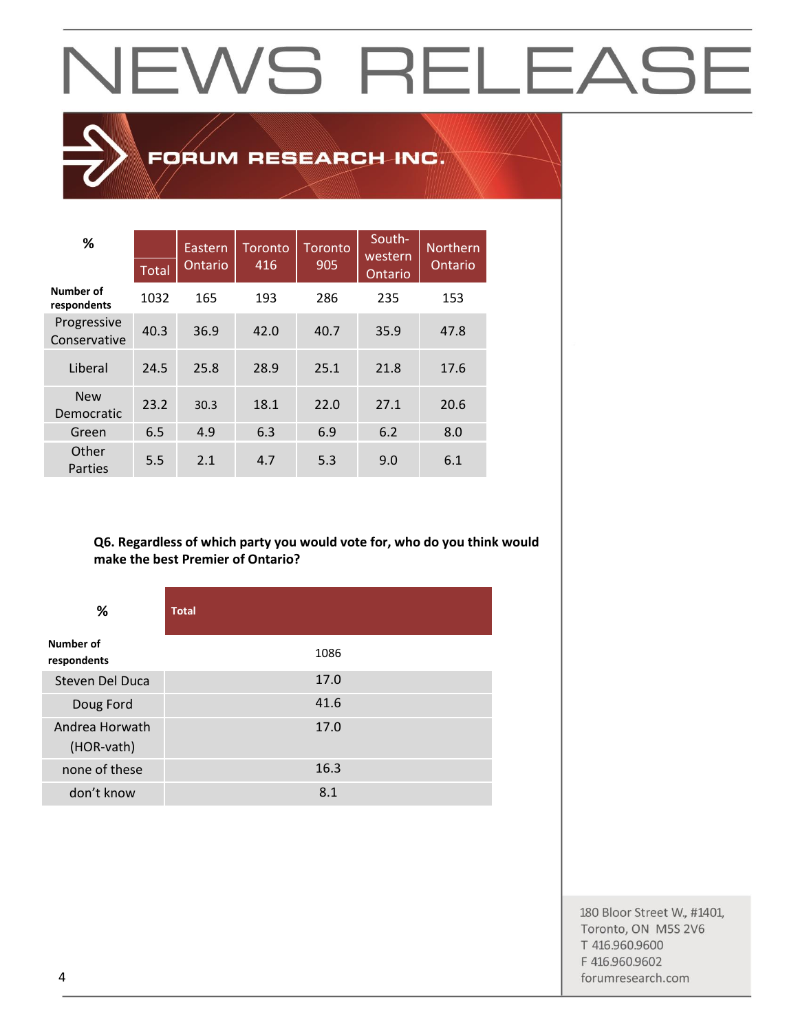# NEWS RELEASE

FORUM RESEARCH INC.

| % | Total | Eastern Ontario | Toronto 416 | Toronto 905 | South-western Ontario | Northern Ontario |
|---|---|---|---|---|---|---|
| Number of respondents | 1032 | 165 | 193 | 286 | 235 | 153 |
| Progressive Conservative | 40.3 | 36.9 | 42.0 | 40.7 | 35.9 | 47.8 |
| Liberal | 24.5 | 25.8 | 28.9 | 25.1 | 21.8 | 17.6 |
| New Democratic | 23.2 | 30.3 | 18.1 | 22.0 | 27.1 | 20.6 |
| Green | 6.5 | 4.9 | 6.3 | 6.9 | 6.2 | 8.0 |
| Other Parties | 5.5 | 2.1 | 4.7 | 5.3 | 9.0 | 6.1 |

**Q6. Regardless of which party you would vote for, who do you think would make the best Premier of Ontario?**

| % | Total |
|---|---|
| Number of respondents | 1086 |
| Steven Del Duca | 17.0 |
| Doug Ford | 41.6 |
| Andrea Horwath (HOR-vath) | 17.0 |
| none of these | 16.3 |
| don't know | 8.1 |

180 Bloor Street W., #1401,
Toronto, ON M5S 2V6
T 416.960.9600
F 416.960.9602
forumresearch.com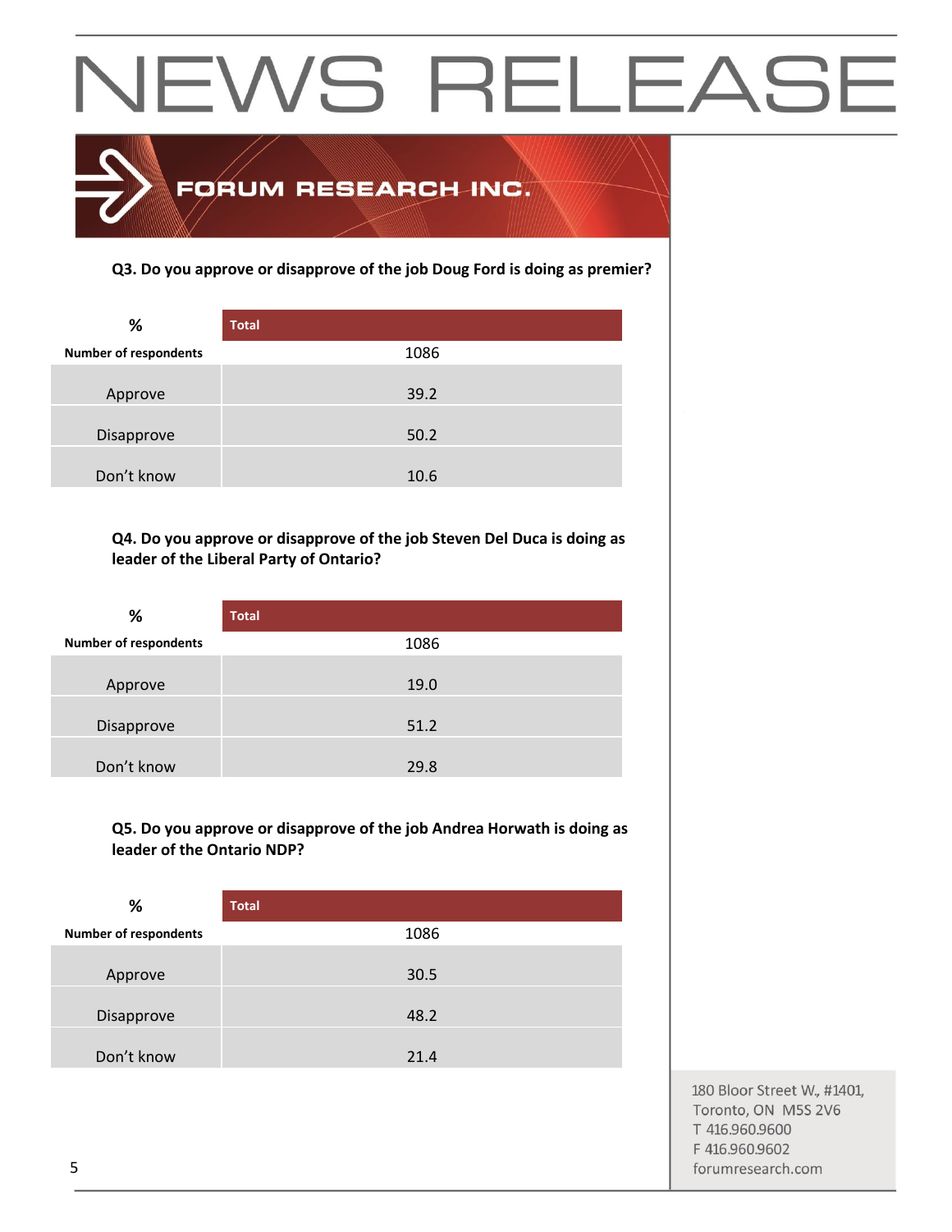# NEWS RELEASE

FORUM RESEARCH INC.

**Q3. Do you approve or disapprove of the job Doug Ford is doing as premier?**

| % | Total |
|---|---|
| Number of respondents | 1086 |
| Approve | 39.2 |
| Disapprove | 50.2 |
| Don't know | 10.6 |

**Q4. Do you approve or disapprove of the job Steven Del Duca is doing as leader of the Liberal Party of Ontario?**

| % | Total |
|---|---|
| Number of respondents | 1086 |
| Approve | 19.0 |
| Disapprove | 51.2 |
| Don't know | 29.8 |

**Q5. Do you approve or disapprove of the job Andrea Horwath is doing as leader of the Ontario NDP?**

| % | Total |
|---|---|
| Number of respondents | 1086 |
| Approve | 30.5 |
| Disapprove | 48.2 |
| Don't know | 21.4 |

180 Bloor Street W., #1401,
Toronto, ON M5S 2V6
T 416.960.9600
F 416.960.9602
forumresearch.com